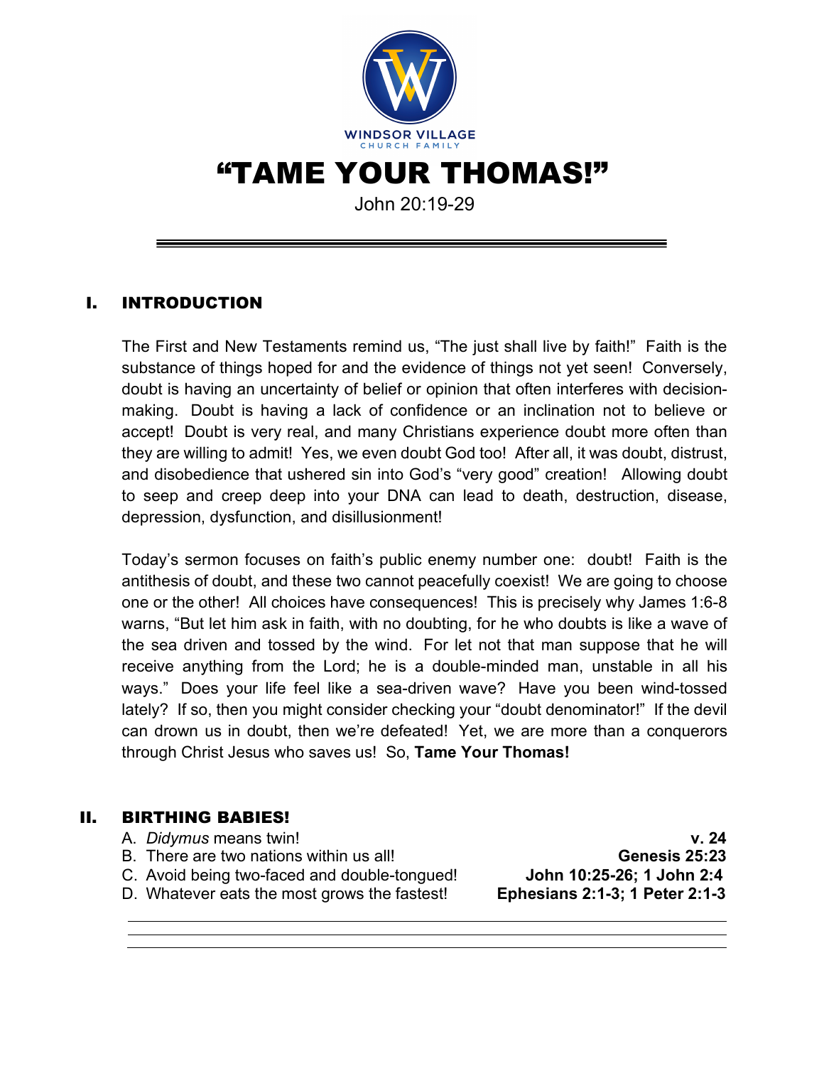WINDOSR VILLAGE
CHURCH FAMILY

# "TAME YOUR THOMAS!"

John 20:19-29

## I. INTRODUCTION

The First and New Testaments remind us, "The just shall live by faith!" Faith is the substance of things hoped for and the evidence of things not yet seen! Conversely, doubt is having an uncertainty of belief or opinion that often interferes with decision-making. Doubt is having a lack of confidence or an inclination not to believe or accept! Doubt is very real, and many Christians experience doubt more often than they are willing to admit! Yes, we even doubt God too! After all, it was doubt, distrust, and disobedience that ushered sin into God's "very good" creation! Allowing doubt to seep and creep deep into your DNA can lead to death, destruction, disease, depression, dysfunction, and disillusionment!

Today's sermon focuses on faith's public enemy number one: doubt! Faith is the antithesis of doubt, and these two cannot peacefully coexist! We are going to choose one or the other! All choices have consequences! This is precisely why James 1:6-8 warns, "But let him ask in faith, with no doubting, for he who doubts is like a wave of the sea driven and tossed by the wind. For let not that man suppose that he will receive anything from the Lord; he is a double-minded man, unstable in all his ways." Does your life feel like a sea-driven wave? Have you been wind-tossed lately? If so, then you might consider checking your "doubt denominator!" If the devil can drown us in doubt, then we're defeated! Yet, we are more than a conquerors through Christ Jesus who saves us! So, **Tame Your Thomas!**

## II. BIRTHING BABIES!

A. *Didymus* means twin! **v. 24**

B. There are two nations within us all! **Genesis 25:23**

C. Avoid being two-faced and double-tongued! **John 10:25-26; 1 John 2:4**

D. Whatever eats the most grows the fastest! **Ephesians 2:1-3; 1 Peter 2:1-3**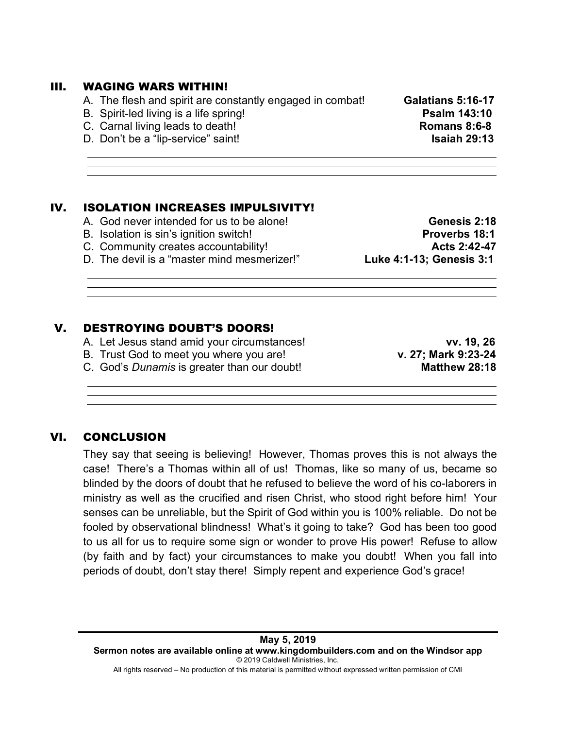## III. WAGING WARS WITHIN!

A. The flesh and spirit are constantly engaged in combat! **Galatians 5:16-17**
B. Spirit-led living is a life spring! **Psalm 143:10**
C. Carnal living leads to death! **Romans 8:6-8**
D. Don't be a "lip-service" saint! **Isaiah 29:13**

## IV. ISOLATION INCREASES IMPULSIVITY!

A. God never intended for us to be alone! **Genesis 2:18**
B. Isolation is sin's ignition switch! **Proverbs 18:1**
C. Community creates accountability! **Acts 2:42-47**
D. The devil is a "master mind mesmerizer!" **Luke 4:1-13; Genesis 3:1**

## V. DESTROYING DOUBT'S DOORS!

A. Let Jesus stand amid your circumstances! **vv. 19, 26**
B. Trust God to meet you where you are! **v. 27; Mark 9:23-24**
C. God's *Dunamis* is greater than our doubt! **Matthew 28:18**

## VI. CONCLUSION

They say that seeing is believing! However, Thomas proves this is not always the case! There's a Thomas within all of us! Thomas, like so many of us, became so blinded by the doors of doubt that he refused to believe the word of his co-laborers in ministry as well as the crucified and risen Christ, who stood right before him! Your senses can be unreliable, but the Spirit of God within you is 100% reliable. Do not be fooled by observational blindness! What's it going to take? God has been too good to us all for us to require some sign or wonder to prove His power! Refuse to allow (by faith and by fact) your circumstances to make you doubt! When you fall into periods of doubt, don't stay there! Simply repent and experience God's grace!

**May 5, 2019**
**Sermon notes are available online at www.kingdombuilders.com and on the Windsor app**
© 2019 Caldwell Ministries, Inc.
All rights reserved – No production of this material is permitted without expressed written permission of CMI